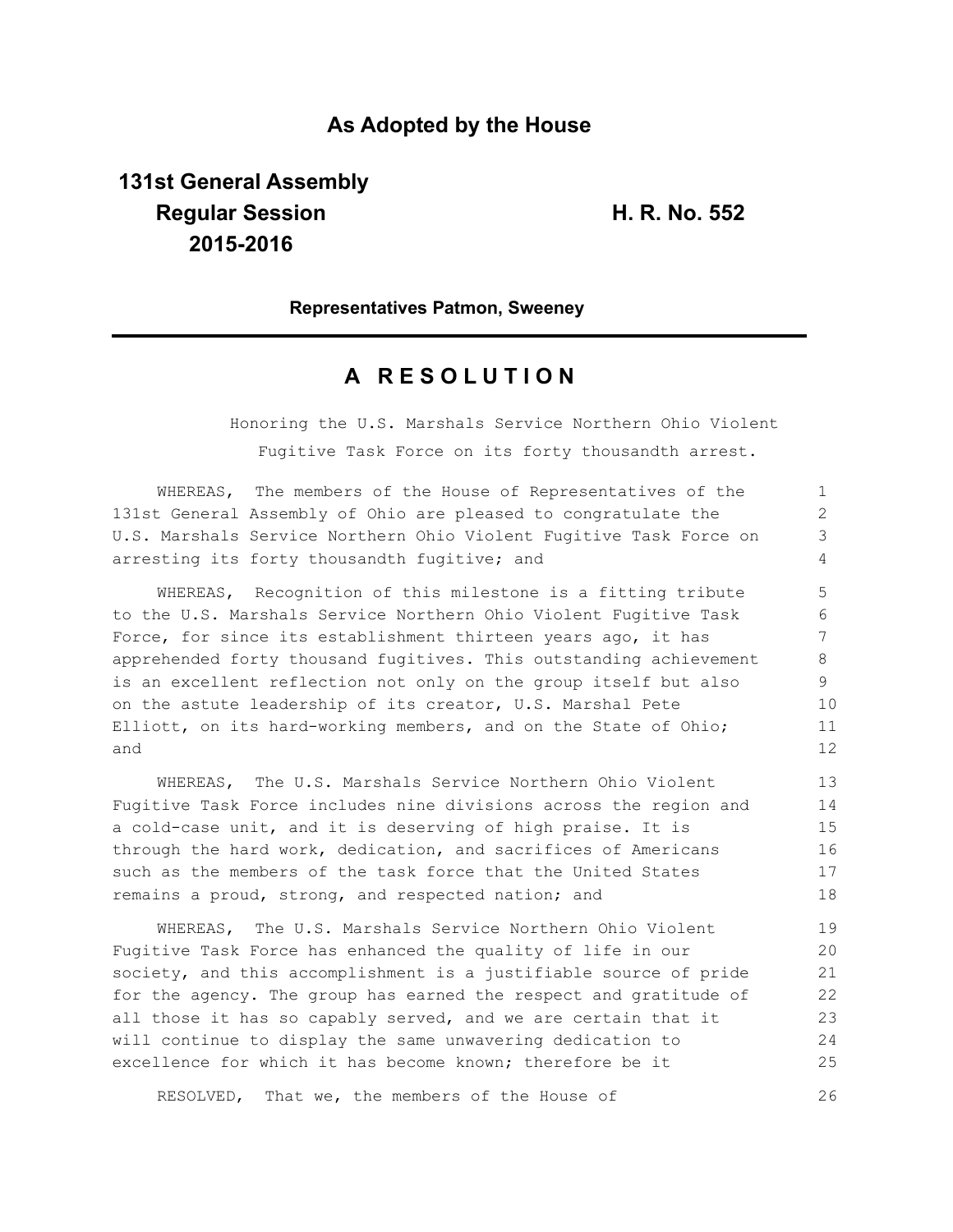**As Adopted by the House**

**131st General Assembly**
**Regular Session**
**2015-2016**

**H. R. No. 552**

**Representatives Patmon, Sweeney**

# A RESOLUTION

Honoring the U.S. Marshals Service Northern Ohio Violent Fugitive Task Force on its forty thousandth arrest.

WHEREAS, The members of the House of Representatives of the 131st General Assembly of Ohio are pleased to congratulate the U.S. Marshals Service Northern Ohio Violent Fugitive Task Force on arresting its forty thousandth fugitive; and

WHEREAS, Recognition of this milestone is a fitting tribute to the U.S. Marshals Service Northern Ohio Violent Fugitive Task Force, for since its establishment thirteen years ago, it has apprehended forty thousand fugitives. This outstanding achievement is an excellent reflection not only on the group itself but also on the astute leadership of its creator, U.S. Marshal Pete Elliott, on its hard-working members, and on the State of Ohio; and

WHEREAS, The U.S. Marshals Service Northern Ohio Violent Fugitive Task Force includes nine divisions across the region and a cold-case unit, and it is deserving of high praise. It is through the hard work, dedication, and sacrifices of Americans such as the members of the task force that the United States remains a proud, strong, and respected nation; and

WHEREAS, The U.S. Marshals Service Northern Ohio Violent Fugitive Task Force has enhanced the quality of life in our society, and this accomplishment is a justifiable source of pride for the agency. The group has earned the respect and gratitude of all those it has so capably served, and we are certain that it will continue to display the same unwavering dedication to excellence for which it has become known; therefore be it

RESOLVED, That we, the members of the House of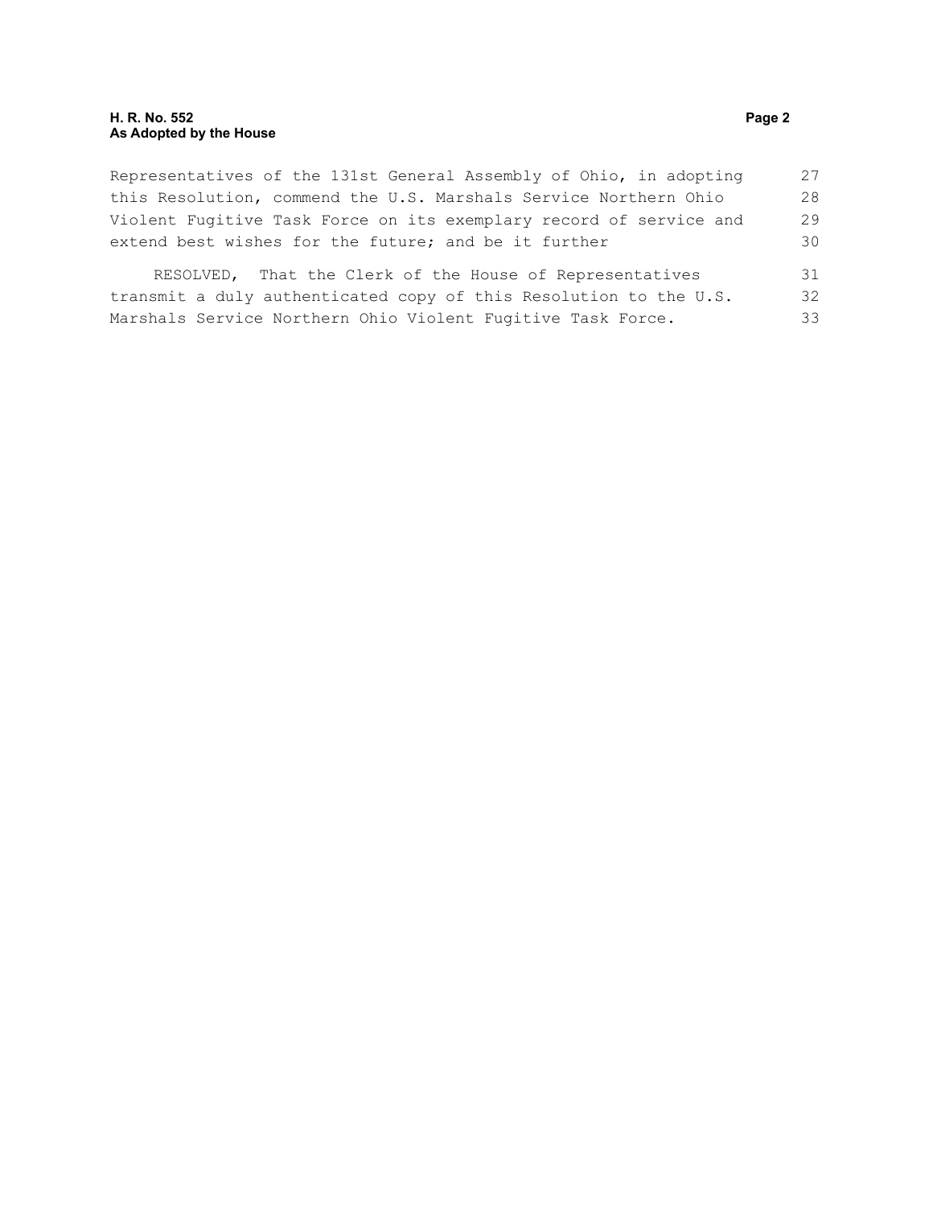Representatives of the 131st General Assembly of Ohio, in adopting this Resolution, commend the U.S. Marshals Service Northern Ohio Violent Fugitive Task Force on its exemplary record of service and extend best wishes for the future; and be it further

RESOLVED, That the Clerk of the House of Representatives transmit a duly authenticated copy of this Resolution to the U.S. Marshals Service Northern Ohio Violent Fugitive Task Force.